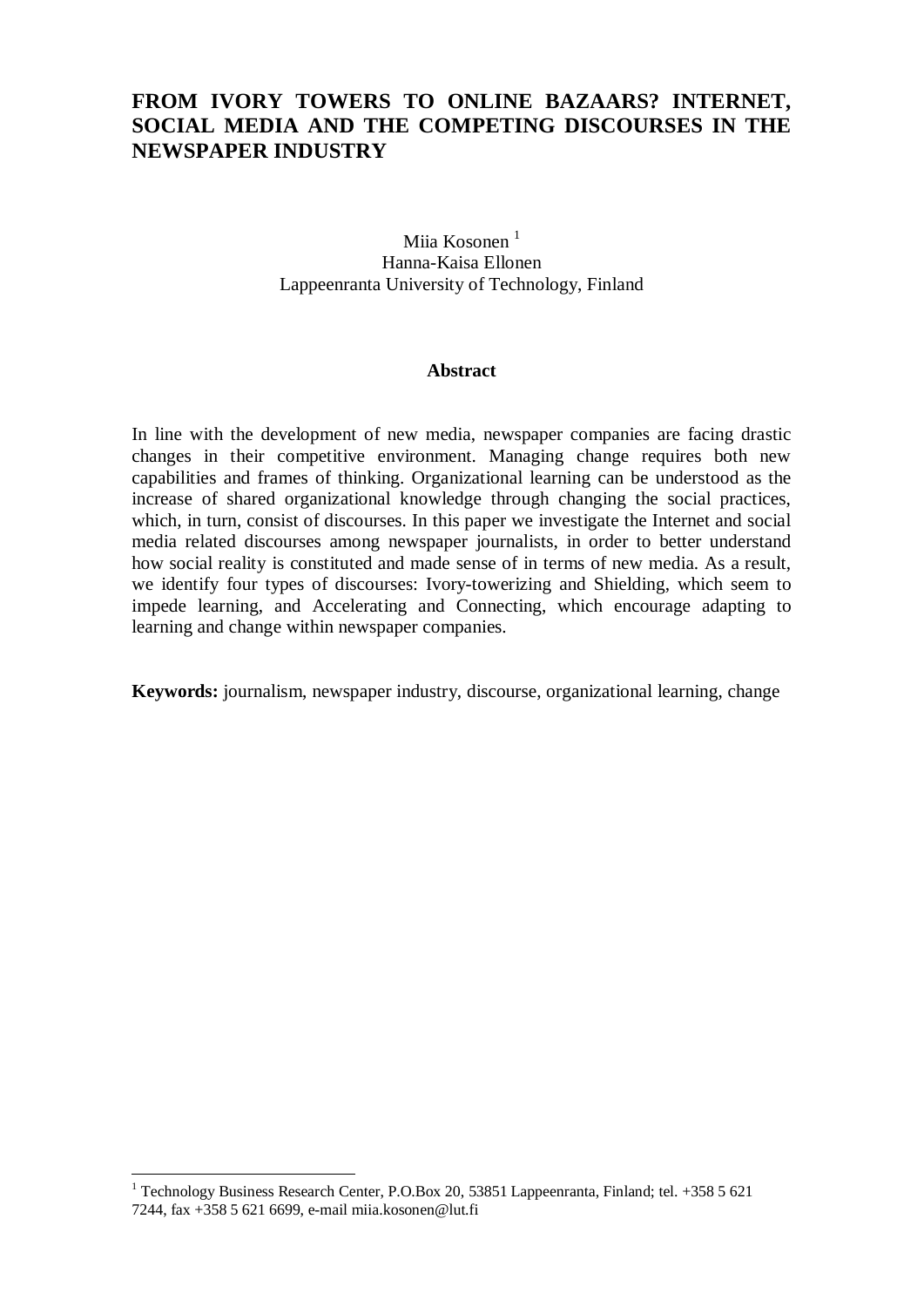# FROM IVORY TOWERS TO ONLINE BAZAARS? INTERNET, SOCIAL MEDIA AND THE COMPETING DISCOURSES IN THE NEWSPAPER INDUSTRY

Miia Kosonen [1]
Hanna-Kaisa Ellonen
Lappeenranta University of Technology, Finland

## Abstract

In line with the development of new media, newspaper companies are facing drastic changes in their competitive environment. Managing change requires both new capabilities and frames of thinking. Organizational learning can be understood as the increase of shared organizational knowledge through changing the social practices, which, in turn, consist of discourses. In this paper we investigate the Internet and social media related discourses among newspaper journalists, in order to better understand how social reality is constituted and made sense of in terms of new media. As a result, we identify four types of discourses: Ivory-towerizing and Shielding, which seem to impede learning, and Accelerating and Connecting, which encourage adapting to learning and change within newspaper companies.

**Keywords:** journalism, newspaper industry, discourse, organizational learning, change

---

[1] Technology Business Research Center, P.O.Box 20, 53851 Lappeenranta, Finland; tel. +358 5 621 7244, fax +358 5 621 6699, e-mail miia.kosonen@lut.fi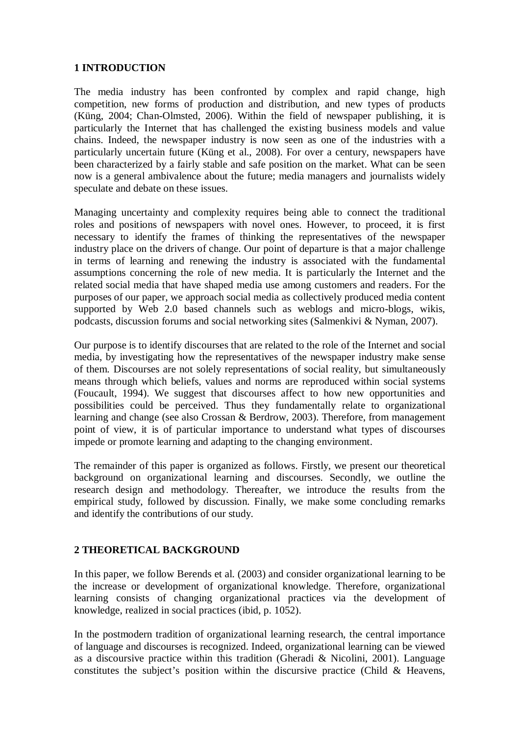## 1 INTRODUCTION

The media industry has been confronted by complex and rapid change, high competition, new forms of production and distribution, and new types of products (Küng, 2004; Chan-Olmsted, 2006). Within the field of newspaper publishing, it is particularly the Internet that has challenged the existing business models and value chains. Indeed, the newspaper industry is now seen as one of the industries with a particularly uncertain future (Küng et al., 2008). For over a century, newspapers have been characterized by a fairly stable and safe position on the market. What can be seen now is a general ambivalence about the future; media managers and journalists widely speculate and debate on these issues.

Managing uncertainty and complexity requires being able to connect the traditional roles and positions of newspapers with novel ones. However, to proceed, it is first necessary to identify the frames of thinking the representatives of the newspaper industry place on the drivers of change. Our point of departure is that a major challenge in terms of learning and renewing the industry is associated with the fundamental assumptions concerning the role of new media. It is particularly the Internet and the related social media that have shaped media use among customers and readers. For the purposes of our paper, we approach social media as collectively produced media content supported by Web 2.0 based channels such as weblogs and micro-blogs, wikis, podcasts, discussion forums and social networking sites (Salmenkivi & Nyman, 2007).

Our purpose is to identify discourses that are related to the role of the Internet and social media, by investigating how the representatives of the newspaper industry make sense of them. Discourses are not solely representations of social reality, but simultaneously means through which beliefs, values and norms are reproduced within social systems (Foucault, 1994). We suggest that discourses affect to how new opportunities and possibilities could be perceived. Thus they fundamentally relate to organizational learning and change (see also Crossan & Berdrow, 2003). Therefore, from management point of view, it is of particular importance to understand what types of discourses impede or promote learning and adapting to the changing environment.

The remainder of this paper is organized as follows. Firstly, we present our theoretical background on organizational learning and discourses. Secondly, we outline the research design and methodology. Thereafter, we introduce the results from the empirical study, followed by discussion. Finally, we make some concluding remarks and identify the contributions of our study.

## 2 THEORETICAL BACKGROUND

In this paper, we follow Berends et al. (2003) and consider organizational learning to be the increase or development of organizational knowledge. Therefore, organizational learning consists of changing organizational practices via the development of knowledge, realized in social practices (ibid, p. 1052).

In the postmodern tradition of organizational learning research, the central importance of language and discourses is recognized. Indeed, organizational learning can be viewed as a discoursive practice within this tradition (Gheradi & Nicolini, 2001). Language constitutes the subject's position within the discursive practice (Child & Heavens,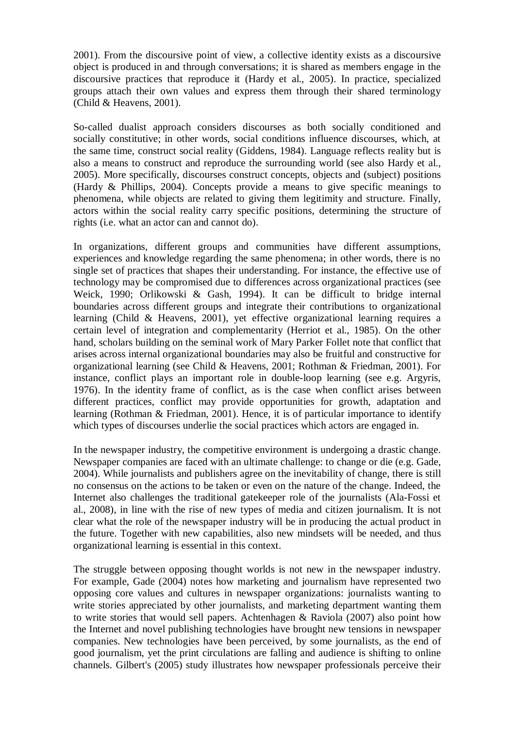2001). From the discoursive point of view, a collective identity exists as a discoursive object is produced in and through conversations; it is shared as members engage in the discoursive practices that reproduce it (Hardy et al., 2005). In practice, specialized groups attach their own values and express them through their shared terminology (Child & Heavens, 2001).

So-called dualist approach considers discourses as both socially conditioned and socially constitutive; in other words, social conditions influence discourses, which, at the same time, construct social reality (Giddens, 1984). Language reflects reality but is also a means to construct and reproduce the surrounding world (see also Hardy et al., 2005). More specifically, discourses construct concepts, objects and (subject) positions (Hardy & Phillips, 2004). Concepts provide a means to give specific meanings to phenomena, while objects are related to giving them legitimity and structure. Finally, actors within the social reality carry specific positions, determining the structure of rights (i.e. what an actor can and cannot do).

In organizations, different groups and communities have different assumptions, experiences and knowledge regarding the same phenomena; in other words, there is no single set of practices that shapes their understanding. For instance, the effective use of technology may be compromised due to differences across organizational practices (see Weick, 1990; Orlikowski & Gash, 1994). It can be difficult to bridge internal boundaries across different groups and integrate their contributions to organizational learning (Child & Heavens, 2001), yet effective organizational learning requires a certain level of integration and complementarity (Herriot et al., 1985). On the other hand, scholars building on the seminal work of Mary Parker Follet note that conflict that arises across internal organizational boundaries may also be fruitful and constructive for organizational learning (see Child & Heavens, 2001; Rothman & Friedman, 2001). For instance, conflict plays an important role in double-loop learning (see e.g. Argyris, 1976). In the identity frame of conflict, as is the case when conflict arises between different practices, conflict may provide opportunities for growth, adaptation and learning (Rothman & Friedman, 2001). Hence, it is of particular importance to identify which types of discourses underlie the social practices which actors are engaged in.

In the newspaper industry, the competitive environment is undergoing a drastic change. Newspaper companies are faced with an ultimate challenge: to change or die (e.g. Gade, 2004). While journalists and publishers agree on the inevitability of change, there is still no consensus on the actions to be taken or even on the nature of the change. Indeed, the Internet also challenges the traditional gatekeeper role of the journalists (Ala-Fossi et al., 2008), in line with the rise of new types of media and citizen journalism. It is not clear what the role of the newspaper industry will be in producing the actual product in the future. Together with new capabilities, also new mindsets will be needed, and thus organizational learning is essential in this context.

The struggle between opposing thought worlds is not new in the newspaper industry. For example, Gade (2004) notes how marketing and journalism have represented two opposing core values and cultures in newspaper organizations: journalists wanting to write stories appreciated by other journalists, and marketing department wanting them to write stories that would sell papers. Achtenhagen & Raviola (2007) also point how the Internet and novel publishing technologies have brought new tensions in newspaper companies. New technologies have been perceived, by some journalists, as the end of good journalism, yet the print circulations are falling and audience is shifting to online channels. Gilbert's (2005) study illustrates how newspaper professionals perceive their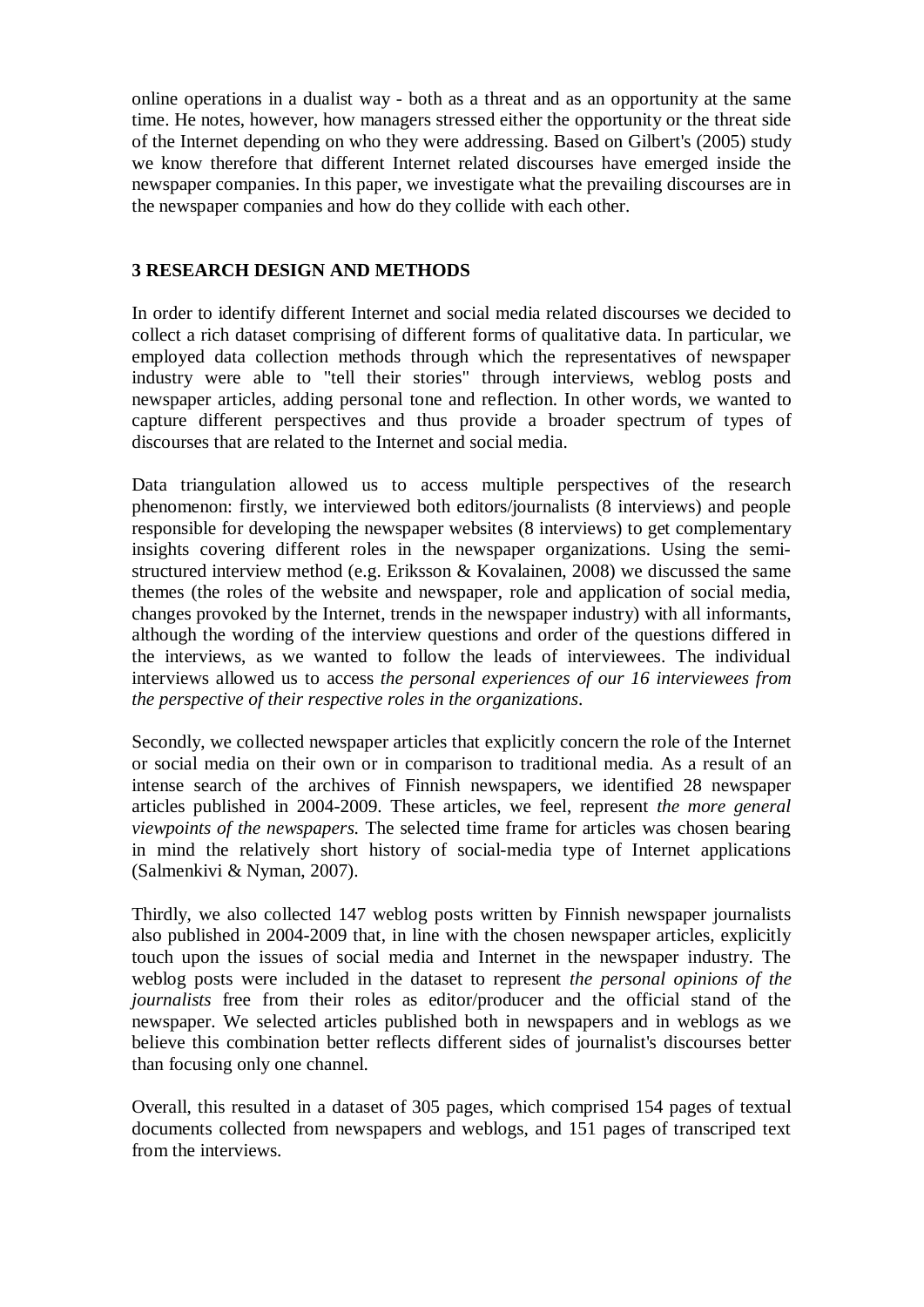online operations in a dualist way - both as a threat and as an opportunity at the same time. He notes, however, how managers stressed either the opportunity or the threat side of the Internet depending on who they were addressing. Based on Gilbert's (2005) study we know therefore that different Internet related discourses have emerged inside the newspaper companies. In this paper, we investigate what the prevailing discourses are in the newspaper companies and how do they collide with each other.

## 3 RESEARCH DESIGN AND METHODS

In order to identify different Internet and social media related discourses we decided to collect a rich dataset comprising of different forms of qualitative data. In particular, we employed data collection methods through which the representatives of newspaper industry were able to "tell their stories" through interviews, weblog posts and newspaper articles, adding personal tone and reflection. In other words, we wanted to capture different perspectives and thus provide a broader spectrum of types of discourses that are related to the Internet and social media.

Data triangulation allowed us to access multiple perspectives of the research phenomenon: firstly, we interviewed both editors/journalists (8 interviews) and people responsible for developing the newspaper websites (8 interviews) to get complementary insights covering different roles in the newspaper organizations. Using the semi-structured interview method (e.g. Eriksson & Kovalainen, 2008) we discussed the same themes (the roles of the website and newspaper, role and application of social media, changes provoked by the Internet, trends in the newspaper industry) with all informants, although the wording of the interview questions and order of the questions differed in the interviews, as we wanted to follow the leads of interviewees. The individual interviews allowed us to access *the personal experiences of our 16 interviewees from the perspective of their respective roles in the organizations*.

Secondly, we collected newspaper articles that explicitly concern the role of the Internet or social media on their own or in comparison to traditional media. As a result of an intense search of the archives of Finnish newspapers, we identified 28 newspaper articles published in 2004-2009. These articles, we feel, represent *the more general viewpoints of the newspapers.* The selected time frame for articles was chosen bearing in mind the relatively short history of social-media type of Internet applications (Salmenkivi & Nyman, 2007).

Thirdly, we also collected 147 weblog posts written by Finnish newspaper journalists also published in 2004-2009 that, in line with the chosen newspaper articles, explicitly touch upon the issues of social media and Internet in the newspaper industry. The weblog posts were included in the dataset to represent *the personal opinions of the journalists* free from their roles as editor/producer and the official stand of the newspaper. We selected articles published both in newspapers and in weblogs as we believe this combination better reflects different sides of journalist's discourses better than focusing only one channel.

Overall, this resulted in a dataset of 305 pages, which comprised 154 pages of textual documents collected from newspapers and weblogs, and 151 pages of transcriped text from the interviews.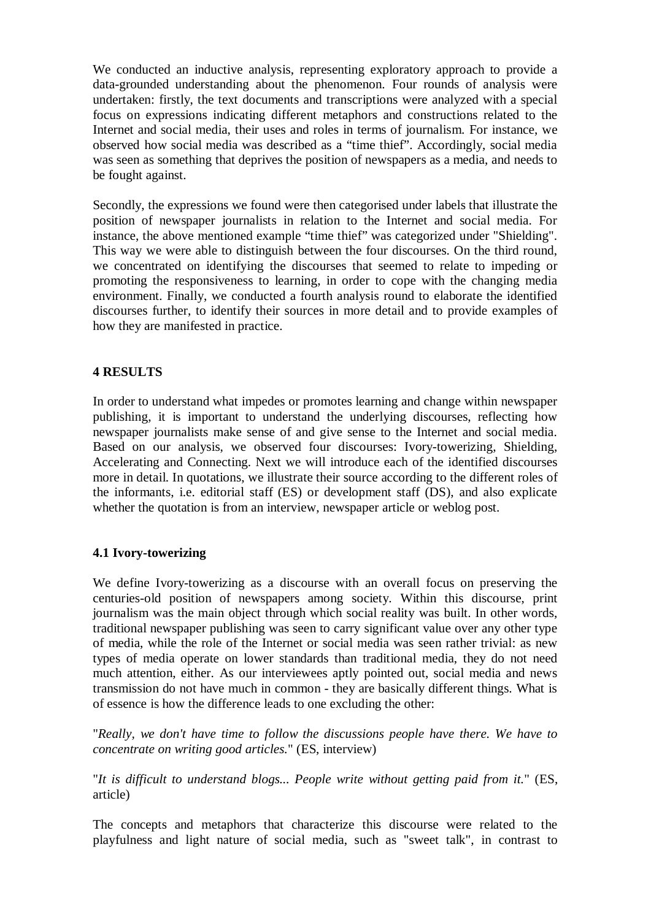We conducted an inductive analysis, representing exploratory approach to provide a data-grounded understanding about the phenomenon. Four rounds of analysis were undertaken: firstly, the text documents and transcriptions were analyzed with a special focus on expressions indicating different metaphors and constructions related to the Internet and social media, their uses and roles in terms of journalism. For instance, we observed how social media was described as a "time thief". Accordingly, social media was seen as something that deprives the position of newspapers as a media, and needs to be fought against.

Secondly, the expressions we found were then categorised under labels that illustrate the position of newspaper journalists in relation to the Internet and social media. For instance, the above mentioned example "time thief" was categorized under "Shielding". This way we were able to distinguish between the four discourses. On the third round, we concentrated on identifying the discourses that seemed to relate to impeding or promoting the responsiveness to learning, in order to cope with the changing media environment. Finally, we conducted a fourth analysis round to elaborate the identified discourses further, to identify their sources in more detail and to provide examples of how they are manifested in practice.

## 4 RESULTS

In order to understand what impedes or promotes learning and change within newspaper publishing, it is important to understand the underlying discourses, reflecting how newspaper journalists make sense of and give sense to the Internet and social media. Based on our analysis, we observed four discourses: Ivory-towerizing, Shielding, Accelerating and Connecting. Next we will introduce each of the identified discourses more in detail. In quotations, we illustrate their source according to the different roles of the informants, i.e. editorial staff (ES) or development staff (DS), and also explicate whether the quotation is from an interview, newspaper article or weblog post.

### 4.1 Ivory-towerizing

We define Ivory-towerizing as a discourse with an overall focus on preserving the centuries-old position of newspapers among society. Within this discourse, print journalism was the main object through which social reality was built. In other words, traditional newspaper publishing was seen to carry significant value over any other type of media, while the role of the Internet or social media was seen rather trivial: as new types of media operate on lower standards than traditional media, they do not need much attention, either. As our interviewees aptly pointed out, social media and news transmission do not have much in common - they are basically different things. What is of essence is how the difference leads to one excluding the other:

"*Really, we don't have time to follow the discussions people have there. We have to concentrate on writing good articles.*" (ES, interview)

"*It is difficult to understand blogs... People write without getting paid from it.*" (ES, article)

The concepts and metaphors that characterize this discourse were related to the playfulness and light nature of social media, such as "sweet talk", in contrast to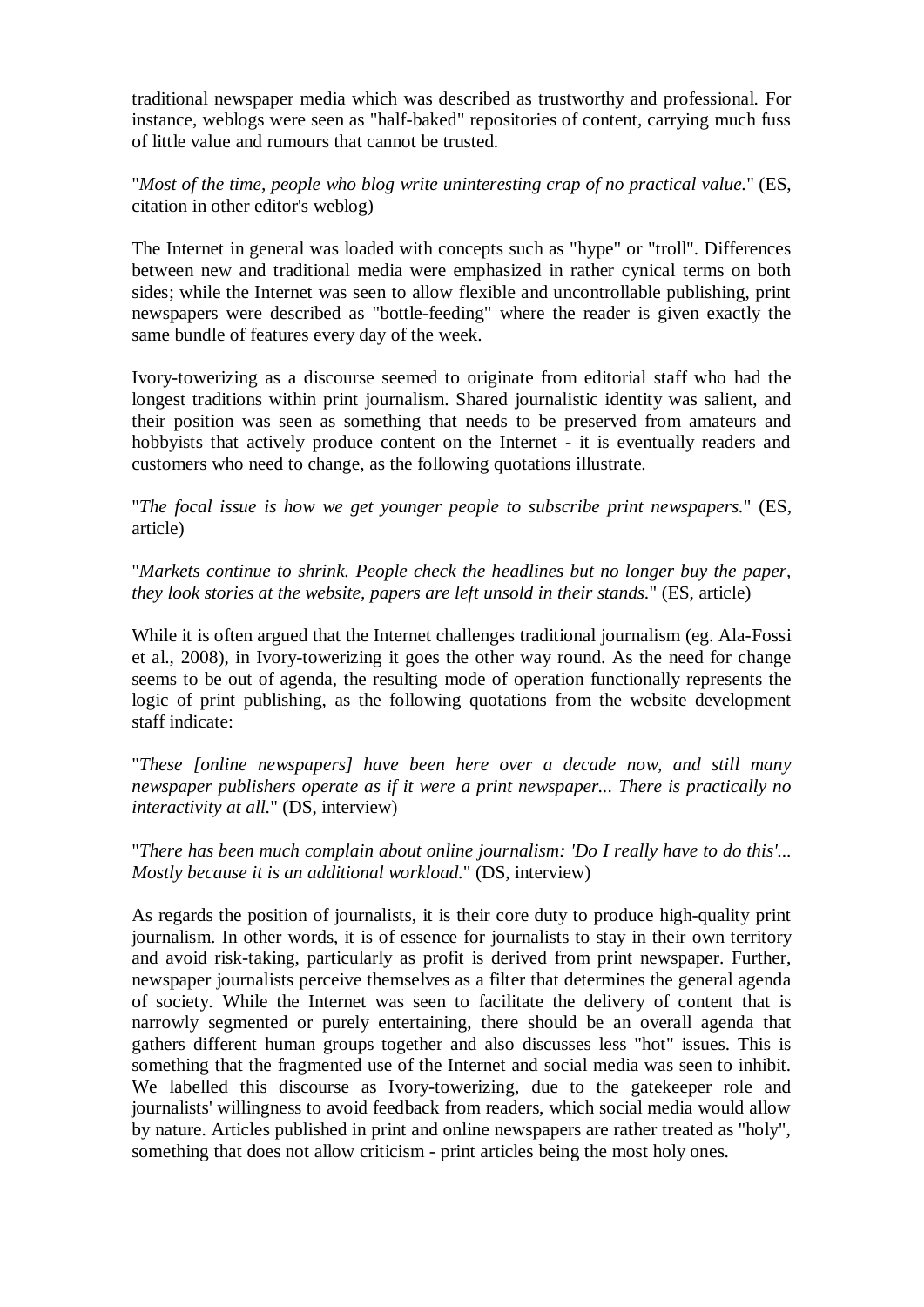traditional newspaper media which was described as trustworthy and professional. For instance, weblogs were seen as "half-baked" repositories of content, carrying much fuss of little value and rumours that cannot be trusted.

"*Most of the time, people who blog write uninteresting crap of no practical value.*" (ES, citation in other editor's weblog)

The Internet in general was loaded with concepts such as "hype" or "troll". Differences between new and traditional media were emphasized in rather cynical terms on both sides; while the Internet was seen to allow flexible and uncontrollable publishing, print newspapers were described as "bottle-feeding" where the reader is given exactly the same bundle of features every day of the week.

Ivory-towerizing as a discourse seemed to originate from editorial staff who had the longest traditions within print journalism. Shared journalistic identity was salient, and their position was seen as something that needs to be preserved from amateurs and hobbyists that actively produce content on the Internet - it is eventually readers and customers who need to change, as the following quotations illustrate.

"*The focal issue is how we get younger people to subscribe print newspapers.*" (ES, article)

"*Markets continue to shrink. People check the headlines but no longer buy the paper, they look stories at the website, papers are left unsold in their stands.*" (ES, article)

While it is often argued that the Internet challenges traditional journalism (eg. Ala-Fossi et al., 2008), in Ivory-towerizing it goes the other way round. As the need for change seems to be out of agenda, the resulting mode of operation functionally represents the logic of print publishing, as the following quotations from the website development staff indicate:

"*These [online newspapers] have been here over a decade now, and still many newspaper publishers operate as if it were a print newspaper... There is practically no interactivity at all.*" (DS, interview)

"*There has been much complain about online journalism: 'Do I really have to do this'... Mostly because it is an additional workload.*" (DS, interview)

As regards the position of journalists, it is their core duty to produce high-quality print journalism. In other words, it is of essence for journalists to stay in their own territory and avoid risk-taking, particularly as profit is derived from print newspaper. Further, newspaper journalists perceive themselves as a filter that determines the general agenda of society. While the Internet was seen to facilitate the delivery of content that is narrowly segmented or purely entertaining, there should be an overall agenda that gathers different human groups together and also discusses less "hot" issues. This is something that the fragmented use of the Internet and social media was seen to inhibit. We labelled this discourse as Ivory-towerizing, due to the gatekeeper role and journalists' willingness to avoid feedback from readers, which social media would allow by nature. Articles published in print and online newspapers are rather treated as "holy", something that does not allow criticism - print articles being the most holy ones.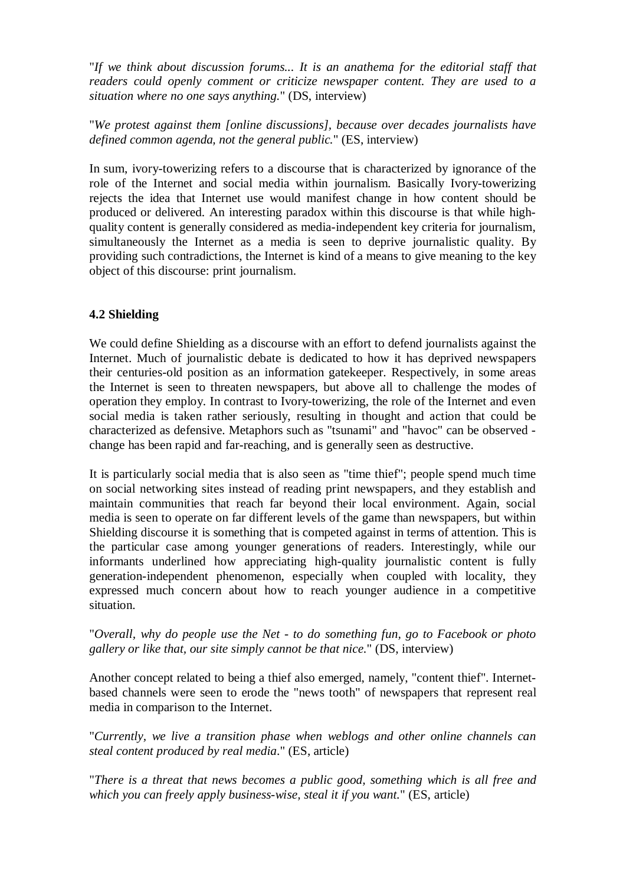"*If we think about discussion forums... It is an anathema for the editorial staff that readers could openly comment or criticize newspaper content. They are used to a situation where no one says anything.*" (DS, interview)

"*We protest against them [online discussions], because over decades journalists have defined common agenda, not the general public.*" (ES, interview)

In sum, ivory-towerizing refers to a discourse that is characterized by ignorance of the role of the Internet and social media within journalism. Basically Ivory-towerizing rejects the idea that Internet use would manifest change in how content should be produced or delivered. An interesting paradox within this discourse is that while high-quality content is generally considered as media-independent key criteria for journalism, simultaneously the Internet as a media is seen to deprive journalistic quality. By providing such contradictions, the Internet is kind of a means to give meaning to the key object of this discourse: print journalism.

### 4.2 Shielding

We could define Shielding as a discourse with an effort to defend journalists against the Internet. Much of journalistic debate is dedicated to how it has deprived newspapers their centuries-old position as an information gatekeeper. Respectively, in some areas the Internet is seen to threaten newspapers, but above all to challenge the modes of operation they employ. In contrast to Ivory-towerizing, the role of the Internet and even social media is taken rather seriously, resulting in thought and action that could be characterized as defensive. Metaphors such as "tsunami" and "havoc" can be observed - change has been rapid and far-reaching, and is generally seen as destructive.

It is particularly social media that is also seen as "time thief"; people spend much time on social networking sites instead of reading print newspapers, and they establish and maintain communities that reach far beyond their local environment. Again, social media is seen to operate on far different levels of the game than newspapers, but within Shielding discourse it is something that is competed against in terms of attention. This is the particular case among younger generations of readers. Interestingly, while our informants underlined how appreciating high-quality journalistic content is fully generation-independent phenomenon, especially when coupled with locality, they expressed much concern about how to reach younger audience in a competitive situation.

"*Overall, why do people use the Net - to do something fun, go to Facebook or photo gallery or like that, our site simply cannot be that nice.*" (DS, interview)

Another concept related to being a thief also emerged, namely, "content thief". Internet-based channels were seen to erode the "news tooth" of newspapers that represent real media in comparison to the Internet.

"*Currently, we live a transition phase when weblogs and other online channels can steal content produced by real media*." (ES, article)

"*There is a threat that news becomes a public good, something which is all free and which you can freely apply business-wise, steal it if you want.*" (ES, article)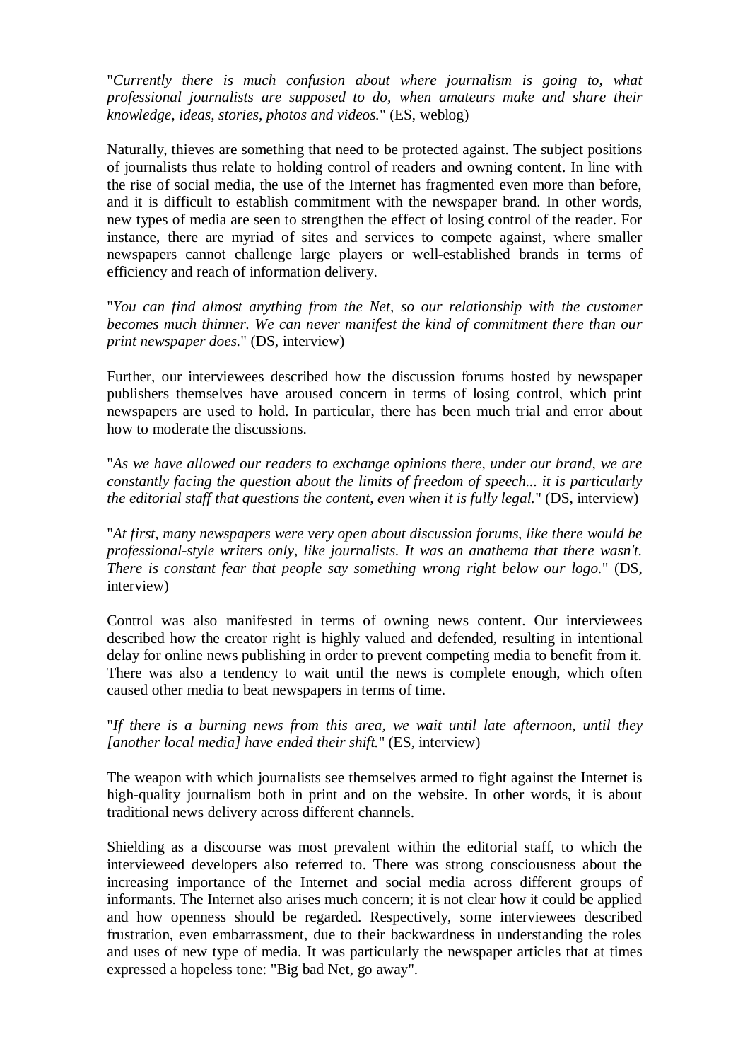"*Currently there is much confusion about where journalism is going to, what professional journalists are supposed to do, when amateurs make and share their knowledge, ideas, stories, photos and videos.*" (ES, weblog)

Naturally, thieves are something that need to be protected against. The subject positions of journalists thus relate to holding control of readers and owning content. In line with the rise of social media, the use of the Internet has fragmented even more than before, and it is difficult to establish commitment with the newspaper brand. In other words, new types of media are seen to strengthen the effect of losing control of the reader. For instance, there are myriad of sites and services to compete against, where smaller newspapers cannot challenge large players or well-established brands in terms of efficiency and reach of information delivery.

"*You can find almost anything from the Net, so our relationship with the customer becomes much thinner. We can never manifest the kind of commitment there than our print newspaper does.*" (DS, interview)

Further, our interviewees described how the discussion forums hosted by newspaper publishers themselves have aroused concern in terms of losing control, which print newspapers are used to hold. In particular, there has been much trial and error about how to moderate the discussions.

"*As we have allowed our readers to exchange opinions there, under our brand, we are constantly facing the question about the limits of freedom of speech... it is particularly the editorial staff that questions the content, even when it is fully legal.*" (DS, interview)

"*At first, many newspapers were very open about discussion forums, like there would be professional-style writers only, like journalists. It was an anathema that there wasn't. There is constant fear that people say something wrong right below our logo.*" (DS, interview)

Control was also manifested in terms of owning news content. Our interviewees described how the creator right is highly valued and defended, resulting in intentional delay for online news publishing in order to prevent competing media to benefit from it. There was also a tendency to wait until the news is complete enough, which often caused other media to beat newspapers in terms of time.

"*If there is a burning news from this area, we wait until late afternoon, until they [another local media] have ended their shift.*" (ES, interview)

The weapon with which journalists see themselves armed to fight against the Internet is high-quality journalism both in print and on the website. In other words, it is about traditional news delivery across different channels.

Shielding as a discourse was most prevalent within the editorial staff, to which the interviewed developers also referred to. There was strong consciousness about the increasing importance of the Internet and social media across different groups of informants. The Internet also arises much concern; it is not clear how it could be applied and how openness should be regarded. Respectively, some interviewees described frustration, even embarrassment, due to their backwardness in understanding the roles and uses of new type of media. It was particularly the newspaper articles that at times expressed a hopeless tone: "Big bad Net, go away".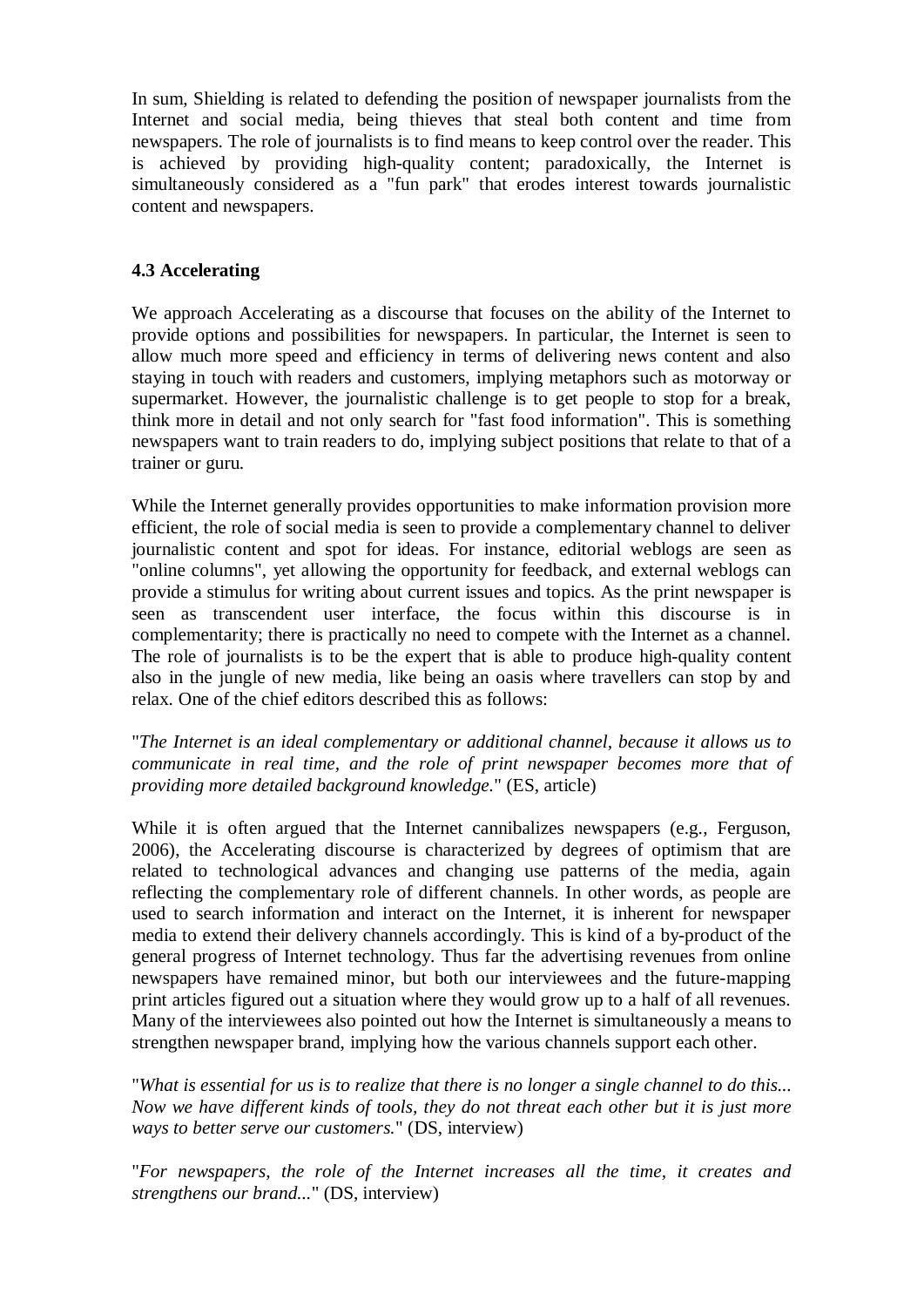In sum, Shielding is related to defending the position of newspaper journalists from the Internet and social media, being thieves that steal both content and time from newspapers. The role of journalists is to find means to keep control over the reader. This is achieved by providing high-quality content; paradoxically, the Internet is simultaneously considered as a "fun park" that erodes interest towards journalistic content and newspapers.

### 4.3 Accelerating

We approach Accelerating as a discourse that focuses on the ability of the Internet to provide options and possibilities for newspapers. In particular, the Internet is seen to allow much more speed and efficiency in terms of delivering news content and also staying in touch with readers and customers, implying metaphors such as motorway or supermarket. However, the journalistic challenge is to get people to stop for a break, think more in detail and not only search for "fast food information". This is something newspapers want to train readers to do, implying subject positions that relate to that of a trainer or guru.

While the Internet generally provides opportunities to make information provision more efficient, the role of social media is seen to provide a complementary channel to deliver journalistic content and spot for ideas. For instance, editorial weblogs are seen as "online columns", yet allowing the opportunity for feedback, and external weblogs can provide a stimulus for writing about current issues and topics. As the print newspaper is seen as transcendent user interface, the focus within this discourse is in complementarity; there is practically no need to compete with the Internet as a channel. The role of journalists is to be the expert that is able to produce high-quality content also in the jungle of new media, like being an oasis where travellers can stop by and relax. One of the chief editors described this as follows:

"*The Internet is an ideal complementary or additional channel, because it allows us to communicate in real time, and the role of print newspaper becomes more that of providing more detailed background knowledge.*" (ES, article)

While it is often argued that the Internet cannibalizes newspapers (e.g., Ferguson, 2006), the Accelerating discourse is characterized by degrees of optimism that are related to technological advances and changing use patterns of the media, again reflecting the complementary role of different channels. In other words, as people are used to search information and interact on the Internet, it is inherent for newspaper media to extend their delivery channels accordingly. This is kind of a by-product of the general progress of Internet technology. Thus far the advertising revenues from online newspapers have remained minor, but both our interviewees and the future-mapping print articles figured out a situation where they would grow up to a half of all revenues. Many of the interviewees also pointed out how the Internet is simultaneously a means to strengthen newspaper brand, implying how the various channels support each other.

"*What is essential for us is to realize that there is no longer a single channel to do this... Now we have different kinds of tools, they do not threat each other but it is just more ways to better serve our customers.*" (DS, interview)

"*For newspapers, the role of the Internet increases all the time, it creates and strengthens our brand...*" (DS, interview)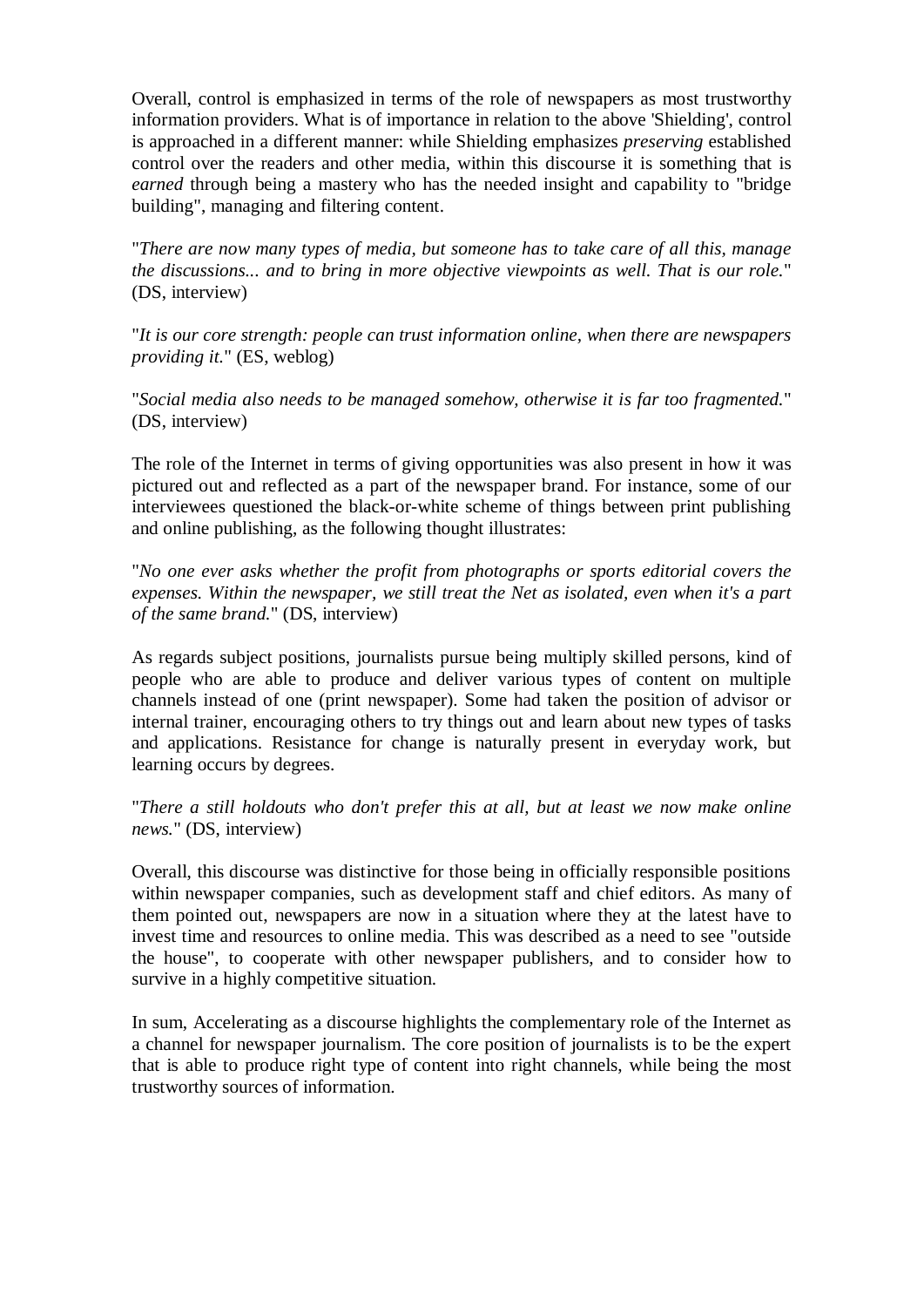Overall, control is emphasized in terms of the role of newspapers as most trustworthy information providers. What is of importance in relation to the above 'Shielding', control is approached in a different manner: while Shielding emphasizes *preserving* established control over the readers and other media, within this discourse it is something that is *earned* through being a mastery who has the needed insight and capability to "bridge building", managing and filtering content.

"*There are now many types of media, but someone has to take care of all this, manage the discussions... and to bring in more objective viewpoints as well. That is our role.*" (DS, interview)

"*It is our core strength: people can trust information online, when there are newspapers providing it.*" (ES, weblog)

"*Social media also needs to be managed somehow, otherwise it is far too fragmented.*" (DS, interview)

The role of the Internet in terms of giving opportunities was also present in how it was pictured out and reflected as a part of the newspaper brand. For instance, some of our interviewees questioned the black-or-white scheme of things between print publishing and online publishing, as the following thought illustrates:

"*No one ever asks whether the profit from photographs or sports editorial covers the expenses. Within the newspaper, we still treat the Net as isolated, even when it's a part of the same brand.*" (DS, interview)

As regards subject positions, journalists pursue being multiply skilled persons, kind of people who are able to produce and deliver various types of content on multiple channels instead of one (print newspaper). Some had taken the position of advisor or internal trainer, encouraging others to try things out and learn about new types of tasks and applications. Resistance for change is naturally present in everyday work, but learning occurs by degrees.

"*There a still holdouts who don't prefer this at all, but at least we now make online news.*" (DS, interview)

Overall, this discourse was distinctive for those being in officially responsible positions within newspaper companies, such as development staff and chief editors. As many of them pointed out, newspapers are now in a situation where they at the latest have to invest time and resources to online media. This was described as a need to see "outside the house", to cooperate with other newspaper publishers, and to consider how to survive in a highly competitive situation.

In sum, Accelerating as a discourse highlights the complementary role of the Internet as a channel for newspaper journalism. The core position of journalists is to be the expert that is able to produce right type of content into right channels, while being the most trustworthy sources of information.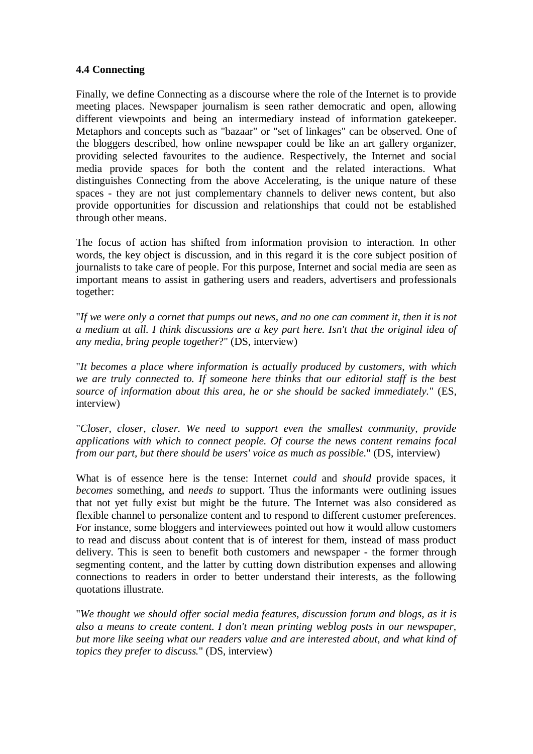### 4.4 Connecting

Finally, we define Connecting as a discourse where the role of the Internet is to provide meeting places. Newspaper journalism is seen rather democratic and open, allowing different viewpoints and being an intermediary instead of information gatekeeper. Metaphors and concepts such as "bazaar" or "set of linkages" can be observed. One of the bloggers described, how online newspaper could be like an art gallery organizer, providing selected favourites to the audience. Respectively, the Internet and social media provide spaces for both the content and the related interactions. What distinguishes Connecting from the above Accelerating, is the unique nature of these spaces - they are not just complementary channels to deliver news content, but also provide opportunities for discussion and relationships that could not be established through other means.

The focus of action has shifted from information provision to interaction. In other words, the key object is discussion, and in this regard it is the core subject position of journalists to take care of people. For this purpose, Internet and social media are seen as important means to assist in gathering users and readers, advertisers and professionals together:

"*If we were only a cornet that pumps out news, and no one can comment it, then it is not a medium at all. I think discussions are a key part here. Isn't that the original idea of any media, bring people together*?" (DS, interview)

"*It becomes a place where information is actually produced by customers, with which we are truly connected to. If someone here thinks that our editorial staff is the best source of information about this area, he or she should be sacked immediately.*" (ES, interview)

"*Closer, closer, closer. We need to support even the smallest community, provide applications with which to connect people. Of course the news content remains focal from our part, but there should be users' voice as much as possible.*" (DS, interview)

What is of essence here is the tense: Internet *could* and *should* provide spaces, it *becomes* something, and *needs to* support. Thus the informants were outlining issues that not yet fully exist but might be the future. The Internet was also considered as flexible channel to personalize content and to respond to different customer preferences. For instance, some bloggers and interviewees pointed out how it would allow customers to read and discuss about content that is of interest for them, instead of mass product delivery. This is seen to benefit both customers and newspaper - the former through segmenting content, and the latter by cutting down distribution expenses and allowing connections to readers in order to better understand their interests, as the following quotations illustrate.

"*We thought we should offer social media features, discussion forum and blogs, as it is also a means to create content. I don't mean printing weblog posts in our newspaper, but more like seeing what our readers value and are interested about, and what kind of topics they prefer to discuss.*" (DS, interview)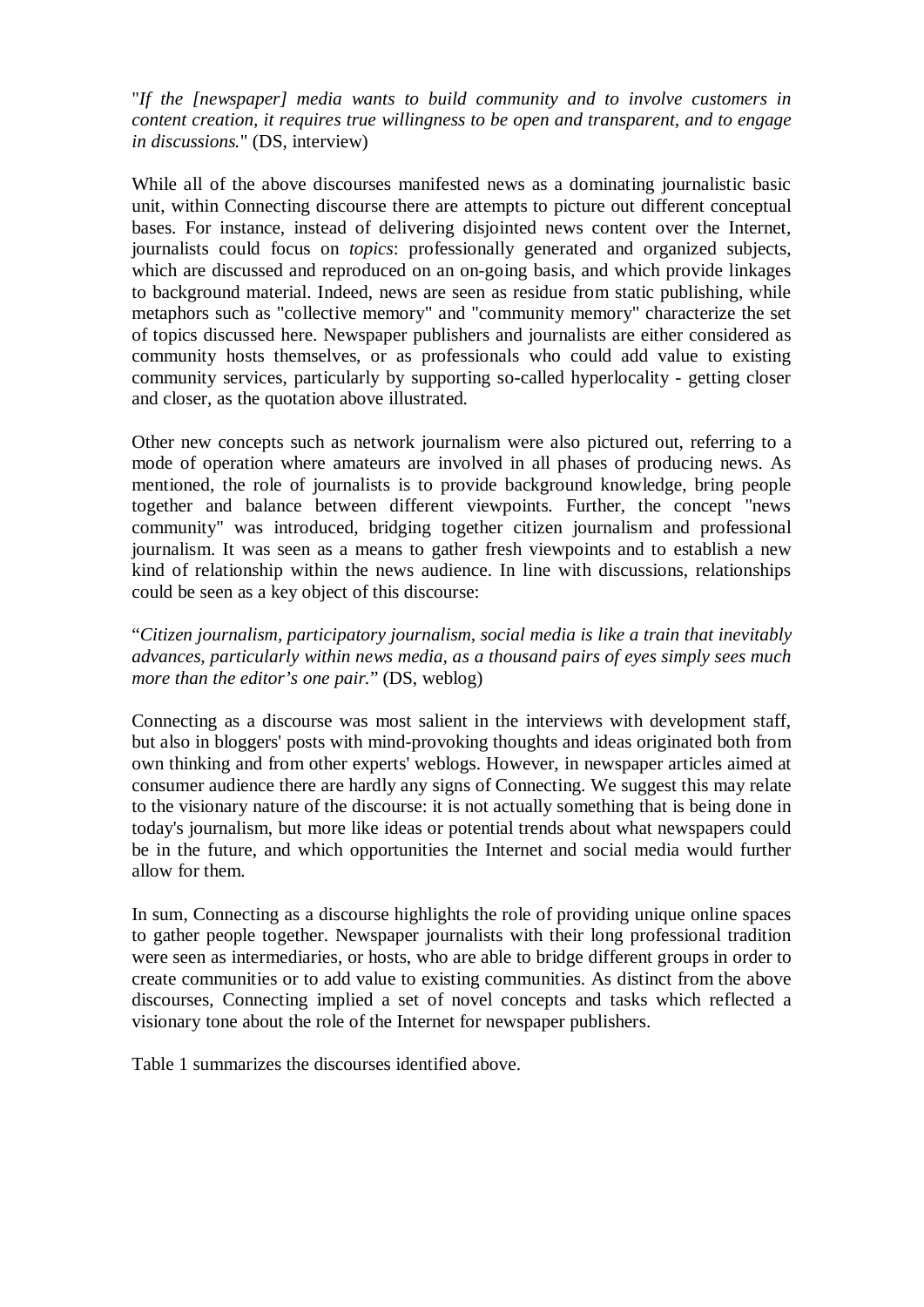"*If the [newspaper] media wants to build community and to involve customers in content creation, it requires true willingness to be open and transparent, and to engage in discussions.*" (DS, interview)

While all of the above discourses manifested news as a dominating journalistic basic unit, within Connecting discourse there are attempts to picture out different conceptual bases. For instance, instead of delivering disjointed news content over the Internet, journalists could focus on *topics*: professionally generated and organized subjects, which are discussed and reproduced on an on-going basis, and which provide linkages to background material. Indeed, news are seen as residue from static publishing, while metaphors such as "collective memory" and "community memory" characterize the set of topics discussed here. Newspaper publishers and journalists are either considered as community hosts themselves, or as professionals who could add value to existing community services, particularly by supporting so-called hyperlocality - getting closer and closer, as the quotation above illustrated.

Other new concepts such as network journalism were also pictured out, referring to a mode of operation where amateurs are involved in all phases of producing news. As mentioned, the role of journalists is to provide background knowledge, bring people together and balance between different viewpoints. Further, the concept "news community" was introduced, bridging together citizen journalism and professional journalism. It was seen as a means to gather fresh viewpoints and to establish a new kind of relationship within the news audience. In line with discussions, relationships could be seen as a key object of this discourse:

"*Citizen journalism, participatory journalism, social media is like a train that inevitably advances, particularly within news media, as a thousand pairs of eyes simply sees much more than the editor's one pair.*" (DS, weblog)

Connecting as a discourse was most salient in the interviews with development staff, but also in bloggers' posts with mind-provoking thoughts and ideas originated both from own thinking and from other experts' weblogs. However, in newspaper articles aimed at consumer audience there are hardly any signs of Connecting. We suggest this may relate to the visionary nature of the discourse: it is not actually something that is being done in today's journalism, but more like ideas or potential trends about what newspapers could be in the future, and which opportunities the Internet and social media would further allow for them.

In sum, Connecting as a discourse highlights the role of providing unique online spaces to gather people together. Newspaper journalists with their long professional tradition were seen as intermediaries, or hosts, who are able to bridge different groups in order to create communities or to add value to existing communities. As distinct from the above discourses, Connecting implied a set of novel concepts and tasks which reflected a visionary tone about the role of the Internet for newspaper publishers.

Table 1 summarizes the discourses identified above.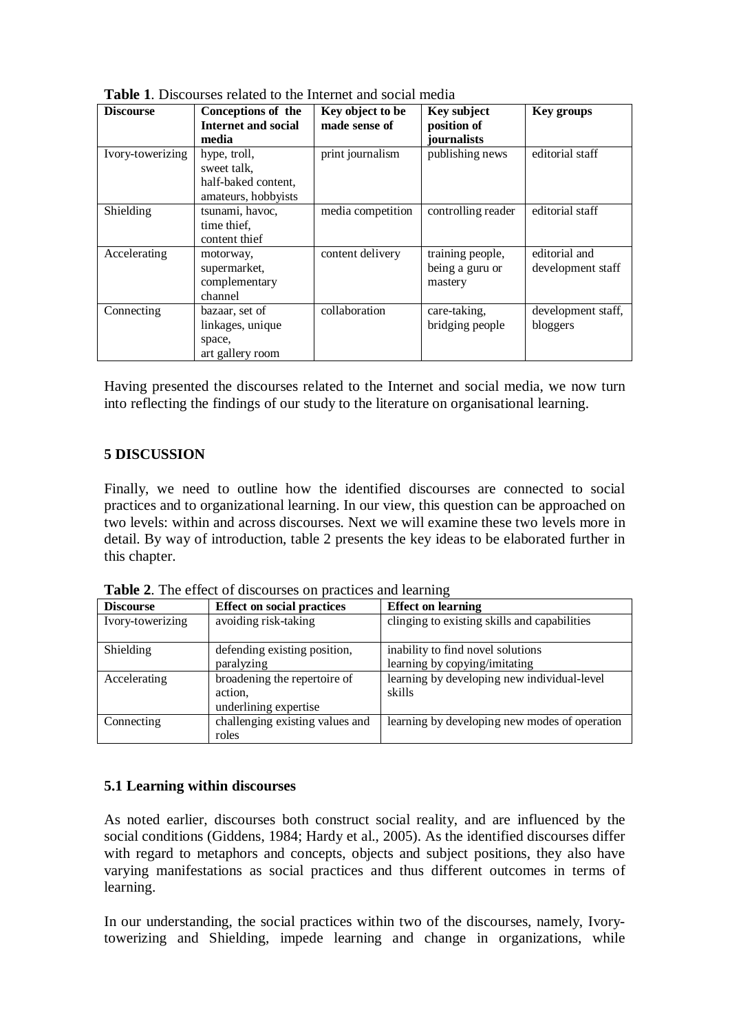**Table 1**. Discourses related to the Internet and social media

| Discourse | Conceptions of the Internet and social media | Key object to be made sense of | Key subject position of journalists | Key groups |
|---|---|---|---|---|
| Ivory-towerizing | hype, troll, sweet talk, half-baked content, amateurs, hobbyists | print journalism | publishing news | editorial staff |
| Shielding | tsunami, havoc, time thief, content thief | media competition | controlling reader | editorial staff |
| Accelerating | motorway, supermarket, complementary channel | content delivery | training people, being a guru or mastery | editorial and development staff |
| Connecting | bazaar, set of linkages, unique space, art gallery room | collaboration | care-taking, bridging people | development staff, bloggers |

Having presented the discourses related to the Internet and social media, we now turn into reflecting the findings of our study to the literature on organisational learning.

## 5 DISCUSSION

Finally, we need to outline how the identified discourses are connected to social practices and to organizational learning. In our view, this question can be approached on two levels: within and across discourses. Next we will examine these two levels more in detail. By way of introduction, table 2 presents the key ideas to be elaborated further in this chapter.

**Table 2**. The effect of discourses on practices and learning

| Discourse | Effect on social practices | Effect on learning |
|---|---|---|
| Ivory-towerizing | avoiding risk-taking | clinging to existing skills and capabilities |
| Shielding | defending existing position, paralyzing | inability to find novel solutions learning by copying/imitating |
| Accelerating | broadening the repertoire of action, underlining expertise | learning by developing new individual-level skills |
| Connecting | challenging existing values and roles | learning by developing new modes of operation |

### 5.1 Learning within discourses

As noted earlier, discourses both construct social reality, and are influenced by the social conditions (Giddens, 1984; Hardy et al., 2005). As the identified discourses differ with regard to metaphors and concepts, objects and subject positions, they also have varying manifestations as social practices and thus different outcomes in terms of learning.

In our understanding, the social practices within two of the discourses, namely, Ivory-towerizing and Shielding, impede learning and change in organizations, while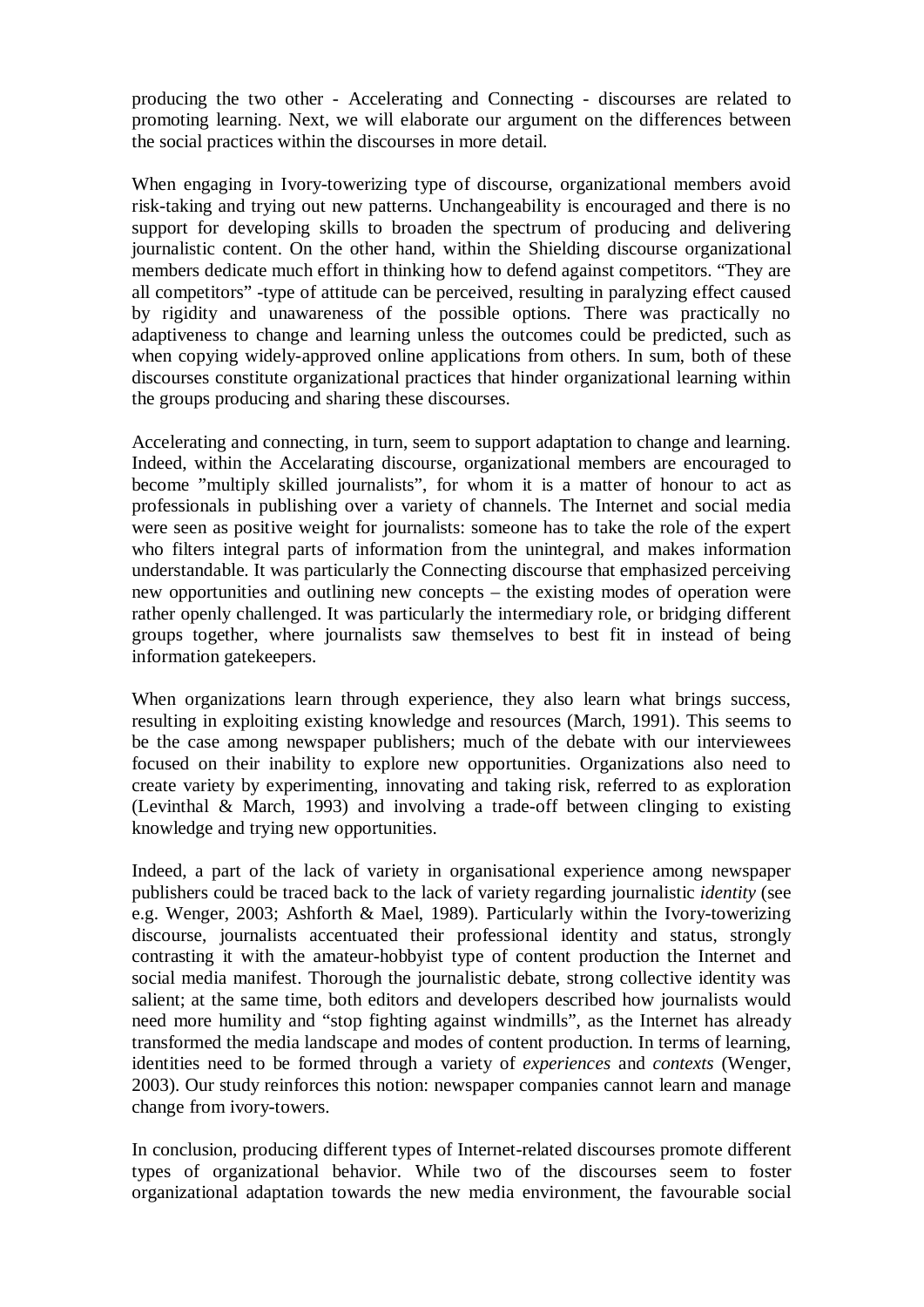producing the two other - Accelerating and Connecting - discourses are related to promoting learning. Next, we will elaborate our argument on the differences between the social practices within the discourses in more detail.

When engaging in Ivory-towerizing type of discourse, organizational members avoid risk-taking and trying out new patterns. Unchangeability is encouraged and there is no support for developing skills to broaden the spectrum of producing and delivering journalistic content. On the other hand, within the Shielding discourse organizational members dedicate much effort in thinking how to defend against competitors. "They are all competitors" -type of attitude can be perceived, resulting in paralyzing effect caused by rigidity and unawareness of the possible options. There was practically no adaptiveness to change and learning unless the outcomes could be predicted, such as when copying widely-approved online applications from others. In sum, both of these discourses constitute organizational practices that hinder organizational learning within the groups producing and sharing these discourses.

Accelerating and connecting, in turn, seem to support adaptation to change and learning. Indeed, within the Accelarating discourse, organizational members are encouraged to become "multiply skilled journalists", for whom it is a matter of honour to act as professionals in publishing over a variety of channels. The Internet and social media were seen as positive weight for journalists: someone has to take the role of the expert who filters integral parts of information from the unintegral, and makes information understandable. It was particularly the Connecting discourse that emphasized perceiving new opportunities and outlining new concepts – the existing modes of operation were rather openly challenged. It was particularly the intermediary role, or bridging different groups together, where journalists saw themselves to best fit in instead of being information gatekeepers.

When organizations learn through experience, they also learn what brings success, resulting in exploiting existing knowledge and resources (March, 1991). This seems to be the case among newspaper publishers; much of the debate with our interviewees focused on their inability to explore new opportunities. Organizations also need to create variety by experimenting, innovating and taking risk, referred to as exploration (Levinthal & March, 1993) and involving a trade-off between clinging to existing knowledge and trying new opportunities.

Indeed, a part of the lack of variety in organisational experience among newspaper publishers could be traced back to the lack of variety regarding journalistic *identity* (see e.g. Wenger, 2003; Ashforth & Mael, 1989). Particularly within the Ivory-towerizing discourse, journalists accentuated their professional identity and status, strongly contrasting it with the amateur-hobbyist type of content production the Internet and social media manifest. Thorough the journalistic debate, strong collective identity was salient; at the same time, both editors and developers described how journalists would need more humility and "stop fighting against windmills", as the Internet has already transformed the media landscape and modes of content production. In terms of learning, identities need to be formed through a variety of *experiences* and *contexts* (Wenger, 2003). Our study reinforces this notion: newspaper companies cannot learn and manage change from ivory-towers.

In conclusion, producing different types of Internet-related discourses promote different types of organizational behavior. While two of the discourses seem to foster organizational adaptation towards the new media environment, the favourable social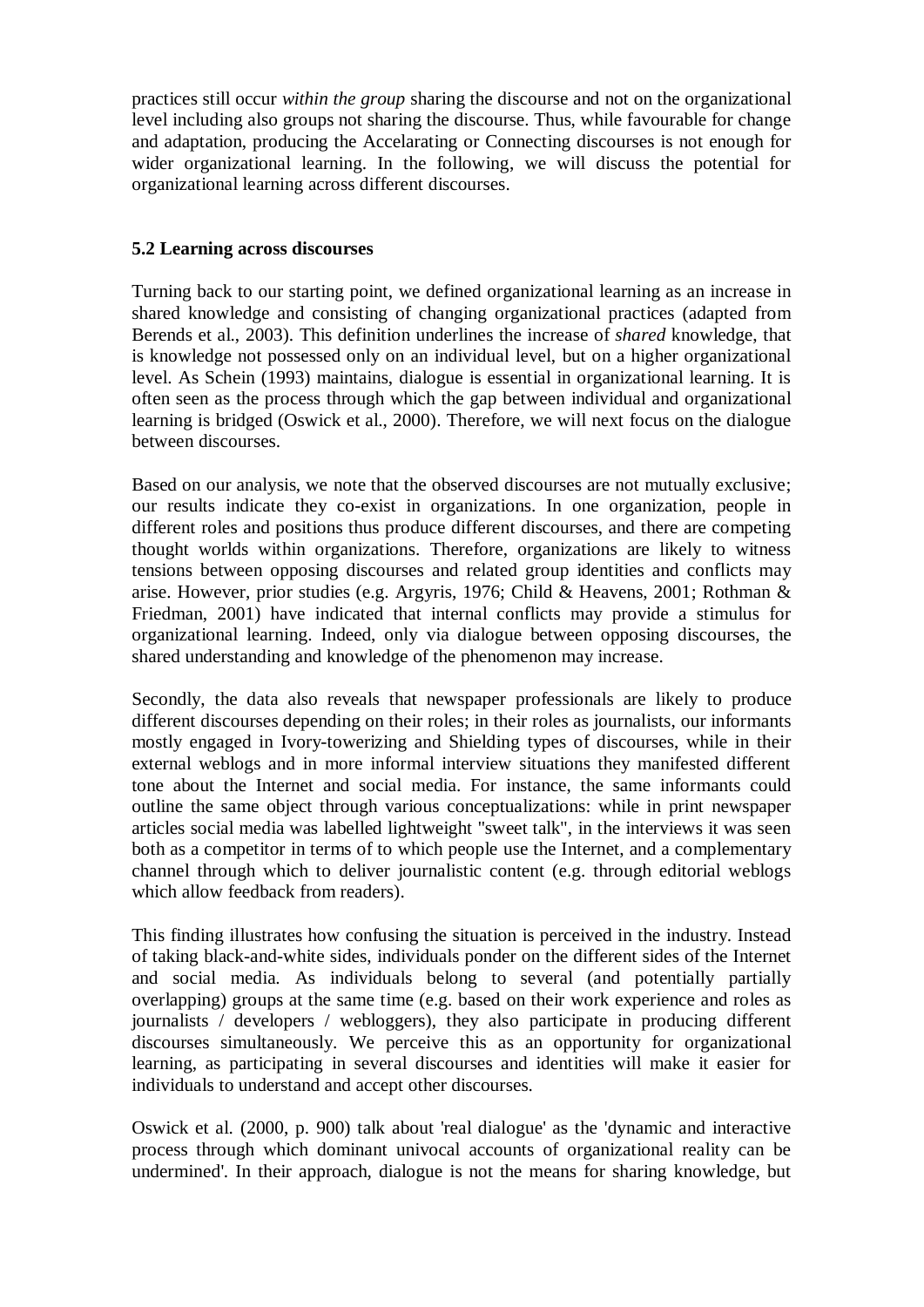practices still occur *within the group* sharing the discourse and not on the organizational level including also groups not sharing the discourse. Thus, while favourable for change and adaptation, producing the Accelarating or Connecting discourses is not enough for wider organizational learning. In the following, we will discuss the potential for organizational learning across different discourses.

### 5.2 Learning across discourses

Turning back to our starting point, we defined organizational learning as an increase in shared knowledge and consisting of changing organizational practices (adapted from Berends et al., 2003). This definition underlines the increase of *shared* knowledge, that is knowledge not possessed only on an individual level, but on a higher organizational level. As Schein (1993) maintains, dialogue is essential in organizational learning. It is often seen as the process through which the gap between individual and organizational learning is bridged (Oswick et al., 2000). Therefore, we will next focus on the dialogue between discourses.

Based on our analysis, we note that the observed discourses are not mutually exclusive; our results indicate they co-exist in organizations. In one organization, people in different roles and positions thus produce different discourses, and there are competing thought worlds within organizations. Therefore, organizations are likely to witness tensions between opposing discourses and related group identities and conflicts may arise. However, prior studies (e.g. Argyris, 1976; Child & Heavens, 2001; Rothman & Friedman, 2001) have indicated that internal conflicts may provide a stimulus for organizational learning. Indeed, only via dialogue between opposing discourses, the shared understanding and knowledge of the phenomenon may increase.

Secondly, the data also reveals that newspaper professionals are likely to produce different discourses depending on their roles; in their roles as journalists, our informants mostly engaged in Ivory-towerizing and Shielding types of discourses, while in their external weblogs and in more informal interview situations they manifested different tone about the Internet and social media. For instance, the same informants could outline the same object through various conceptualizations: while in print newspaper articles social media was labelled lightweight "sweet talk", in the interviews it was seen both as a competitor in terms of to which people use the Internet, and a complementary channel through which to deliver journalistic content (e.g. through editorial weblogs which allow feedback from readers).

This finding illustrates how confusing the situation is perceived in the industry. Instead of taking black-and-white sides, individuals ponder on the different sides of the Internet and social media. As individuals belong to several (and potentially partially overlapping) groups at the same time (e.g. based on their work experience and roles as journalists / developers / webloggers), they also participate in producing different discourses simultaneously. We perceive this as an opportunity for organizational learning, as participating in several discourses and identities will make it easier for individuals to understand and accept other discourses.

Oswick et al. (2000, p. 900) talk about 'real dialogue' as the 'dynamic and interactive process through which dominant univocal accounts of organizational reality can be undermined'. In their approach, dialogue is not the means for sharing knowledge, but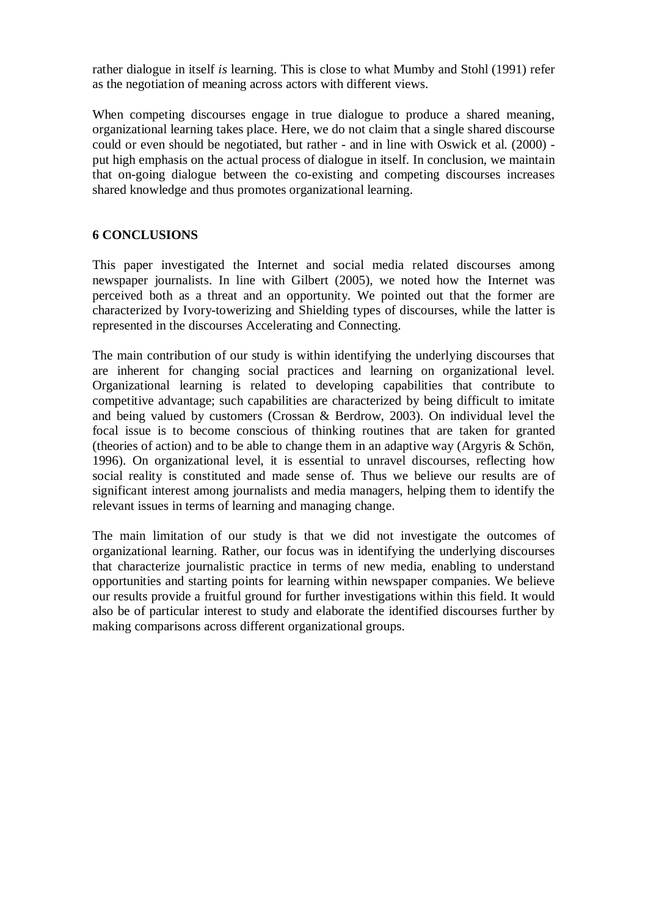rather dialogue in itself *is* learning. This is close to what Mumby and Stohl (1991) refer as the negotiation of meaning across actors with different views.

When competing discourses engage in true dialogue to produce a shared meaning, organizational learning takes place. Here, we do not claim that a single shared discourse could or even should be negotiated, but rather - and in line with Oswick et al. (2000) - put high emphasis on the actual process of dialogue in itself. In conclusion, we maintain that on-going dialogue between the co-existing and competing discourses increases shared knowledge and thus promotes organizational learning.

## 6 CONCLUSIONS

This paper investigated the Internet and social media related discourses among newspaper journalists. In line with Gilbert (2005), we noted how the Internet was perceived both as a threat and an opportunity. We pointed out that the former are characterized by Ivory-towerizing and Shielding types of discourses, while the latter is represented in the discourses Accelerating and Connecting.

The main contribution of our study is within identifying the underlying discourses that are inherent for changing social practices and learning on organizational level. Organizational learning is related to developing capabilities that contribute to competitive advantage; such capabilities are characterized by being difficult to imitate and being valued by customers (Crossan & Berdrow, 2003). On individual level the focal issue is to become conscious of thinking routines that are taken for granted (theories of action) and to be able to change them in an adaptive way (Argyris & Schön, 1996). On organizational level, it is essential to unravel discourses, reflecting how social reality is constituted and made sense of. Thus we believe our results are of significant interest among journalists and media managers, helping them to identify the relevant issues in terms of learning and managing change.

The main limitation of our study is that we did not investigate the outcomes of organizational learning. Rather, our focus was in identifying the underlying discourses that characterize journalistic practice in terms of new media, enabling to understand opportunities and starting points for learning within newspaper companies. We believe our results provide a fruitful ground for further investigations within this field. It would also be of particular interest to study and elaborate the identified discourses further by making comparisons across different organizational groups.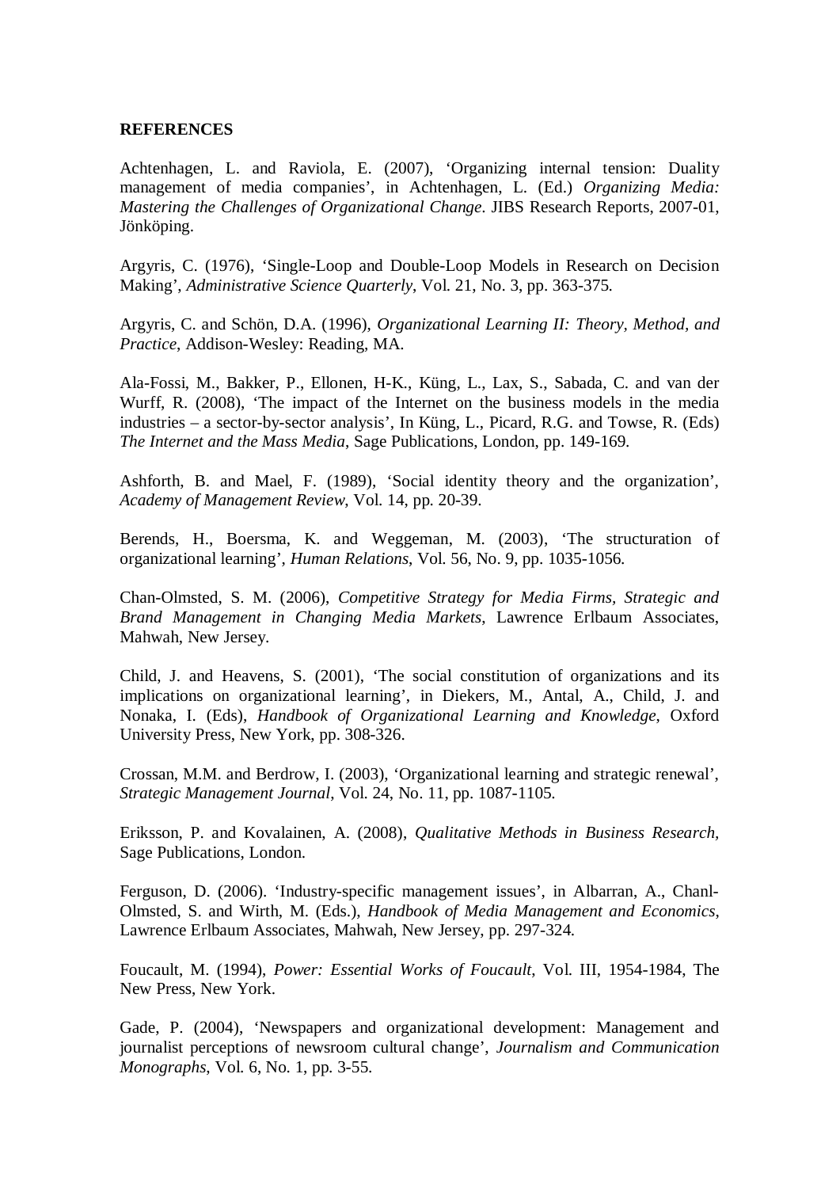**REFERENCES**

Achtenhagen, L. and Raviola, E. (2007), 'Organizing internal tension: Duality management of media companies', in Achtenhagen, L. (Ed.) *Organizing Media: Mastering the Challenges of Organizational Change*. JIBS Research Reports, 2007-01, Jönköping.

Argyris, C. (1976), 'Single-Loop and Double-Loop Models in Research on Decision Making', *Administrative Science Quarterly*, Vol. 21, No. 3, pp. 363-375.

Argyris, C. and Schön, D.A. (1996), *Organizational Learning II: Theory, Method, and Practice*, Addison-Wesley: Reading, MA.

Ala-Fossi, M., Bakker, P., Ellonen, H-K., Küng, L., Lax, S., Sabada, C. and van der Wurff, R. (2008), 'The impact of the Internet on the business models in the media industries – a sector-by-sector analysis', In Küng, L., Picard, R.G. and Towse, R. (Eds) *The Internet and the Mass Media*, Sage Publications, London, pp. 149-169.

Ashforth, B. and Mael, F. (1989), 'Social identity theory and the organization', *Academy of Management Review*, Vol. 14, pp. 20-39.

Berends, H., Boersma, K. and Weggeman, M. (2003), 'The structuration of organizational learning', *Human Relations*, Vol. 56, No. 9, pp. 1035-1056.

Chan-Olmsted, S. M. (2006), *Competitive Strategy for Media Firms, Strategic and Brand Management in Changing Media Markets*, Lawrence Erlbaum Associates, Mahwah, New Jersey.

Child, J. and Heavens, S. (2001), 'The social constitution of organizations and its implications on organizational learning', in Diekers, M., Antal, A., Child, J. and Nonaka, I. (Eds), *Handbook of Organizational Learning and Knowledge*, Oxford University Press, New York, pp. 308-326.

Crossan, M.M. and Berdrow, I. (2003), 'Organizational learning and strategic renewal', *Strategic Management Journal*, Vol. 24, No. 11, pp. 1087-1105.

Eriksson, P. and Kovalainen, A. (2008), *Qualitative Methods in Business Research*, Sage Publications, London.

Ferguson, D. (2006). 'Industry-specific management issues', in Albarran, A., Chanl-Olmsted, S. and Wirth, M. (Eds.), *Handbook of Media Management and Economics*, Lawrence Erlbaum Associates, Mahwah, New Jersey, pp. 297-324.

Foucault, M. (1994), *Power: Essential Works of Foucault*, Vol. III, 1954-1984, The New Press, New York.

Gade, P. (2004), 'Newspapers and organizational development: Management and journalist perceptions of newsroom cultural change', *Journalism and Communication Monographs*, Vol. 6, No. 1, pp. 3-55.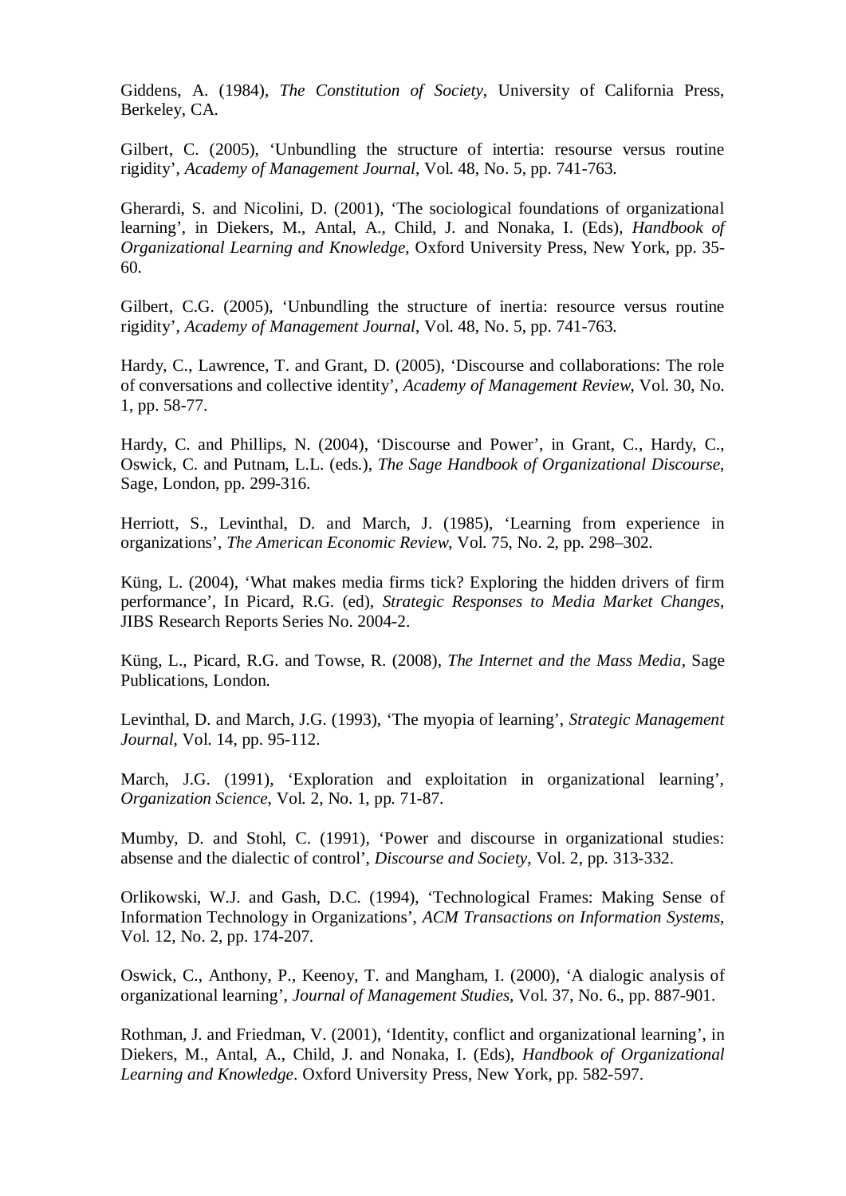Giddens, A. (1984), *The Constitution of Society*, University of California Press, Berkeley, CA.

Gilbert, C. (2005), 'Unbundling the structure of intertia: resourse versus routine rigidity', *Academy of Management Journal*, Vol. 48, No. 5, pp. 741-763.

Gherardi, S. and Nicolini, D. (2001), 'The sociological foundations of organizational learning', in Diekers, M., Antal, A., Child, J. and Nonaka, I. (Eds), *Handbook of Organizational Learning and Knowledge*, Oxford University Press, New York, pp. 35-60.

Gilbert, C.G. (2005), 'Unbundling the structure of inertia: resource versus routine rigidity', *Academy of Management Journal*, Vol. 48, No. 5, pp. 741-763.

Hardy, C., Lawrence, T. and Grant, D. (2005), 'Discourse and collaborations: The role of conversations and collective identity', *Academy of Management Review*, Vol. 30, No. 1, pp. 58-77.

Hardy, C. and Phillips, N. (2004), 'Discourse and Power', in Grant, C., Hardy, C., Oswick, C. and Putnam, L.L. (eds.), *The Sage Handbook of Organizational Discourse*, Sage, London, pp. 299-316.

Herriott, S., Levinthal, D. and March, J. (1985), 'Learning from experience in organizations', *The American Economic Review*, Vol. 75, No. 2, pp. 298–302.

Küng, L. (2004), 'What makes media firms tick? Exploring the hidden drivers of firm performance', In Picard, R.G. (ed), *Strategic Responses to Media Market Changes*, JIBS Research Reports Series No. 2004-2.

Küng, L., Picard, R.G. and Towse, R. (2008), *The Internet and the Mass Media*, Sage Publications, London.

Levinthal, D. and March, J.G. (1993), 'The myopia of learning', *Strategic Management Journal*, Vol. 14, pp. 95-112.

March, J.G. (1991), 'Exploration and exploitation in organizational learning', *Organization Science*, Vol. 2, No. 1, pp. 71-87.

Mumby, D. and Stohl, C. (1991), 'Power and discourse in organizational studies: absense and the dialectic of control', *Discourse and Society*, Vol. 2, pp. 313-332.

Orlikowski, W.J. and Gash, D.C. (1994), 'Technological Frames: Making Sense of Information Technology in Organizations', *ACM Transactions on Information Systems*, Vol. 12, No. 2, pp. 174-207.

Oswick, C., Anthony, P., Keenoy, T. and Mangham, I. (2000), 'A dialogic analysis of organizational learning', *Journal of Management Studies*, Vol. 37, No. 6., pp. 887-901.

Rothman, J. and Friedman, V. (2001), 'Identity, conflict and organizational learning', in Diekers, M., Antal, A., Child, J. and Nonaka, I. (Eds), *Handbook of Organizational Learning and Knowledge*. Oxford University Press, New York, pp. 582-597.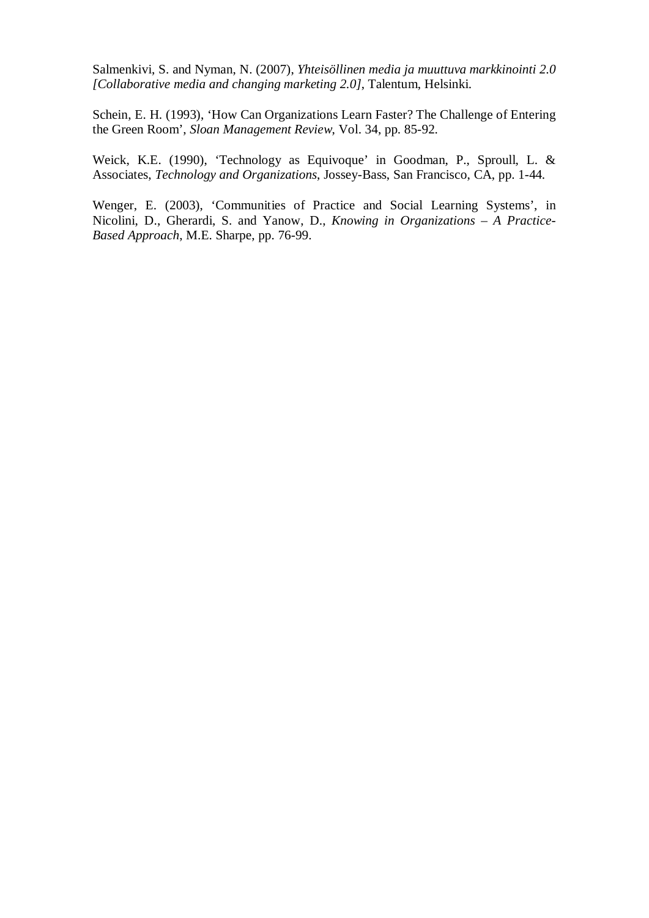Salmenkivi, S. and Nyman, N. (2007), *Yhteisöllinen media ja muuttuva markkinointi 2.0 [Collaborative media and changing marketing 2.0]*, Talentum, Helsinki.

Schein, E. H. (1993), 'How Can Organizations Learn Faster? The Challenge of Entering the Green Room', *Sloan Management Review*, Vol. 34, pp. 85-92.

Weick, K.E. (1990), 'Technology as Equivoque' in Goodman, P., Sproull, L. & Associates, *Technology and Organizations*, Jossey-Bass, San Francisco, CA, pp. 1-44.

Wenger, E. (2003), 'Communities of Practice and Social Learning Systems', in Nicolini, D., Gherardi, S. and Yanow, D., *Knowing in Organizations – A Practice-Based Approach*, M.E. Sharpe, pp. 76-99.